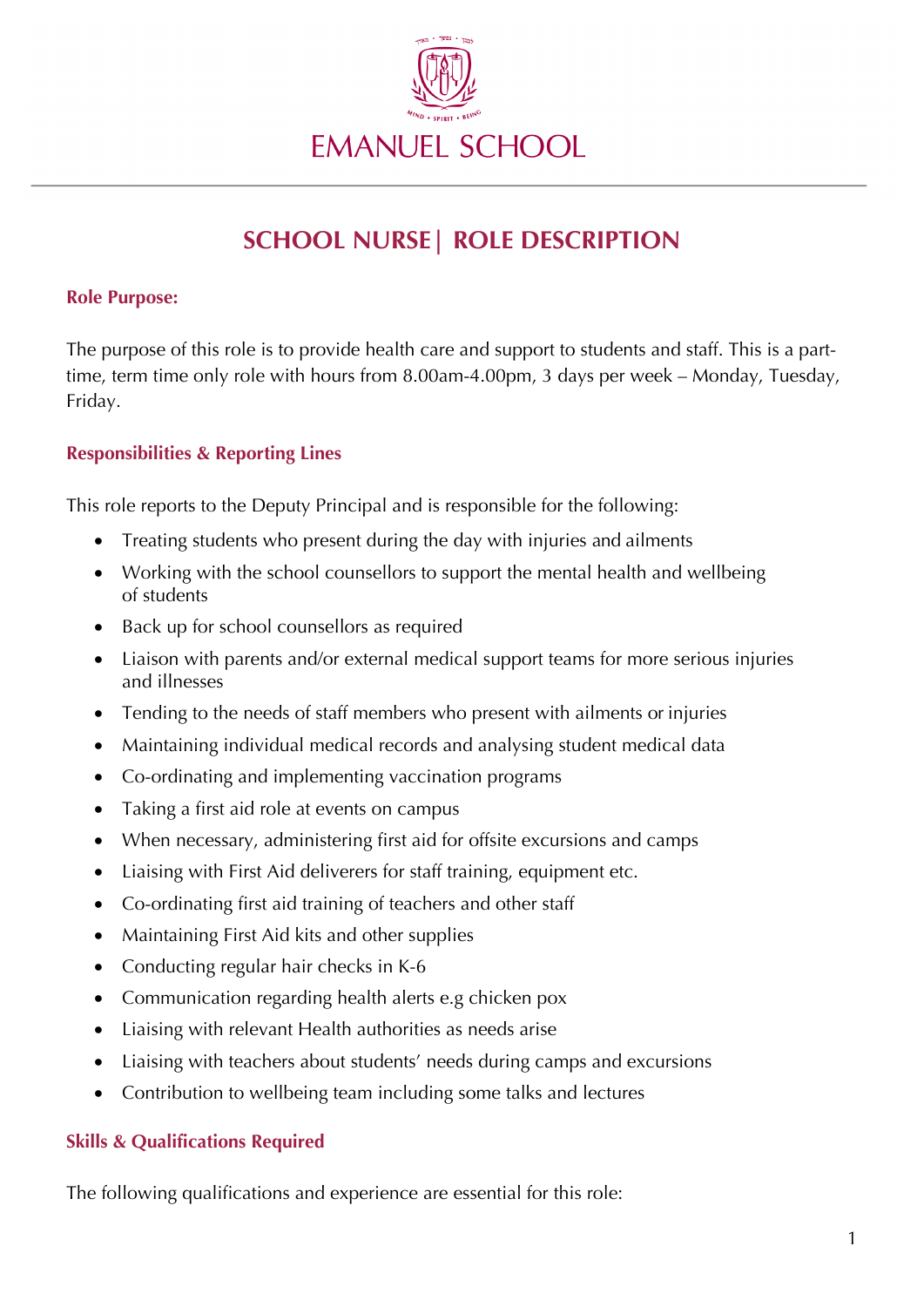# EMANUEL SCHOOL

## SCHOOL NURSE| ROLE DESCRIPTION

### Role Purpose:

The purpose of this role is to provide health care and support to students and staff. This is a part-time, term time only role with hours from 8.00am-4.00pm, 3 days per week – Monday, Tuesday, Friday.

### Responsibilities & Reporting Lines

This role reports to the Deputy Principal and is responsible for the following:

- Treating students who present during the day with injuries and ailments
- Working with the school counsellors to support the mental health and wellbeing of students
- Back up for school counsellors as required
- Liaison with parents and/or external medical support teams for more serious injuries and illnesses
- Tending to the needs of staff members who present with ailments or injuries
- Maintaining individual medical records and analysing student medical data
- Co-ordinating and implementing vaccination programs
- Taking a first aid role at events on campus
- When necessary, administering first aid for offsite excursions and camps
- Liaising with First Aid deliverers for staff training, equipment etc.
- Co-ordinating first aid training of teachers and other staff
- Maintaining First Aid kits and other supplies
- Conducting regular hair checks in K-6
- Communication regarding health alerts e.g chicken pox
- Liaising with relevant Health authorities as needs arise
- Liaising with teachers about students' needs during camps and excursions
- Contribution to wellbeing team including some talks and lectures

### Skills & Qualifications Required

The following qualifications and experience are essential for this role: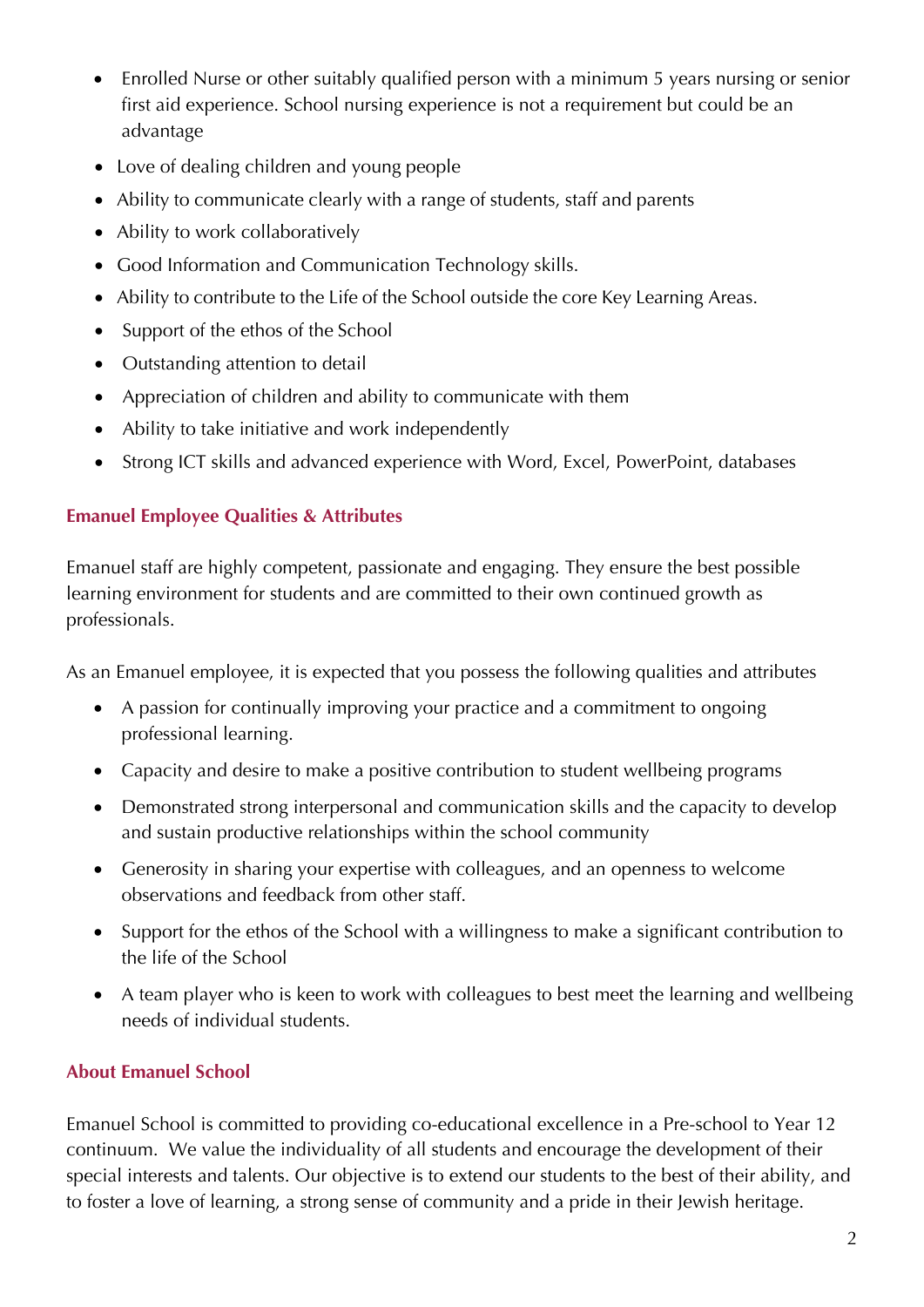- Enrolled Nurse or other suitably qualified person with a minimum 5 years nursing or senior first aid experience. School nursing experience is not a requirement but could be an advantage
- Love of dealing children and young people
- Ability to communicate clearly with a range of students, staff and parents
- Ability to work collaboratively
- Good Information and Communication Technology skills.
- Ability to contribute to the Life of the School outside the core Key Learning Areas.
- Support of the ethos of the School
- Outstanding attention to detail
- Appreciation of children and ability to communicate with them
- Ability to take initiative and work independently
- Strong ICT skills and advanced experience with Word, Excel, PowerPoint, databases

## Emanuel Employee Qualities & Attributes

Emanuel staff are highly competent, passionate and engaging. They ensure the best possible learning environment for students and are committed to their own continued growth as professionals.

As an Emanuel employee, it is expected that you possess the following qualities and attributes

- A passion for continually improving your practice and a commitment to ongoing professional learning.
- Capacity and desire to make a positive contribution to student wellbeing programs
- Demonstrated strong interpersonal and communication skills and the capacity to develop and sustain productive relationships within the school community
- Generosity in sharing your expertise with colleagues, and an openness to welcome observations and feedback from other staff.
- Support for the ethos of the School with a willingness to make a significant contribution to the life of the School
- A team player who is keen to work with colleagues to best meet the learning and wellbeing needs of individual students.

## About Emanuel School

Emanuel School is committed to providing co-educational excellence in a Pre-school to Year 12 continuum. We value the individuality of all students and encourage the development of their special interests and talents. Our objective is to extend our students to the best of their ability, and to foster a love of learning, a strong sense of community and a pride in their Jewish heritage.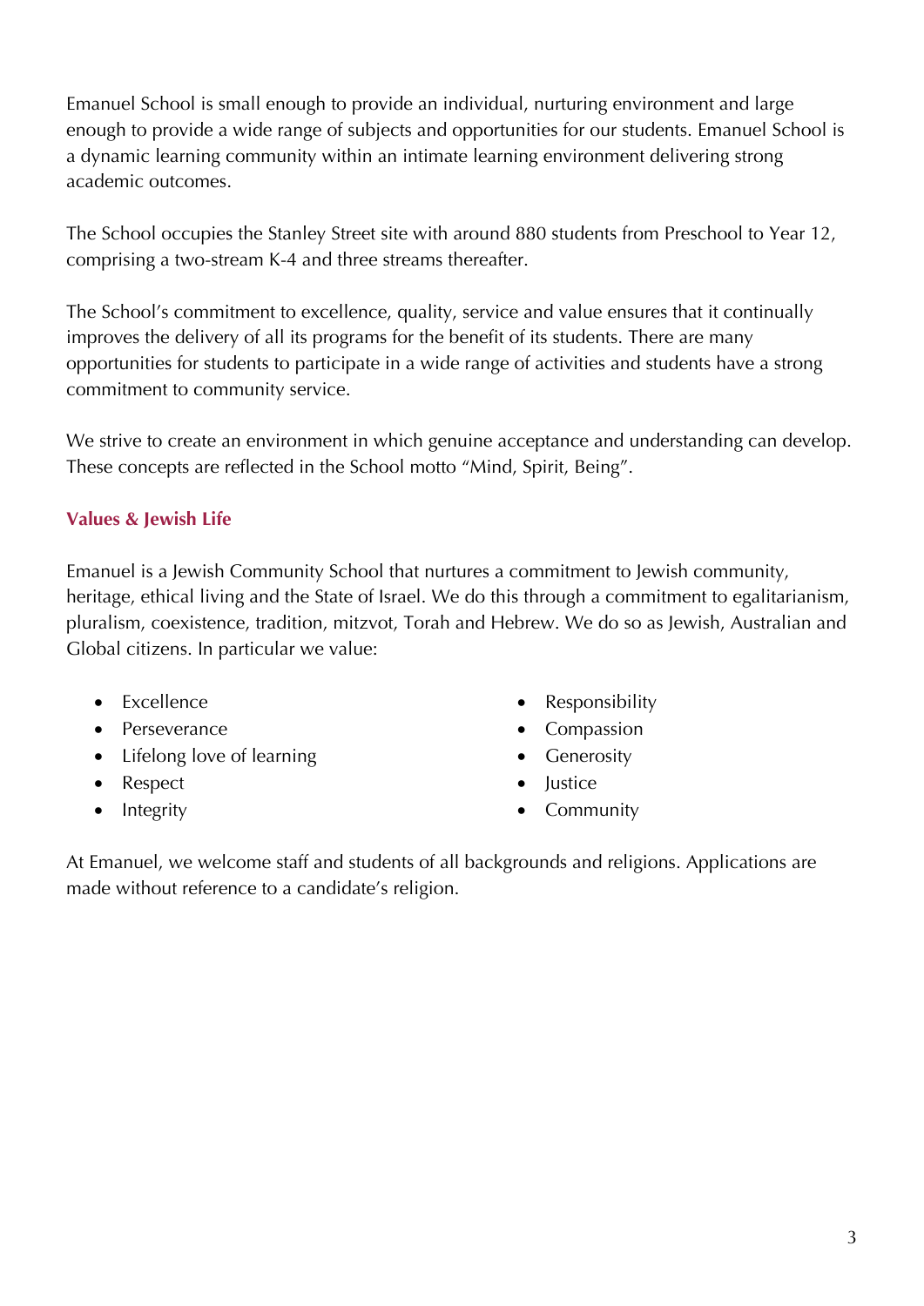Emanuel School is small enough to provide an individual, nurturing environment and large enough to provide a wide range of subjects and opportunities for our students. Emanuel School is a dynamic learning community within an intimate learning environment delivering strong academic outcomes.

The School occupies the Stanley Street site with around 880 students from Preschool to Year 12, comprising a two-stream K-4 and three streams thereafter.

The School's commitment to excellence, quality, service and value ensures that it continually improves the delivery of all its programs for the benefit of its students. There are many opportunities for students to participate in a wide range of activities and students have a strong commitment to community service.

We strive to create an environment in which genuine acceptance and understanding can develop. These concepts are reflected in the School motto "Mind, Spirit, Being".

### Values & Jewish Life

Emanuel is a Jewish Community School that nurtures a commitment to Jewish community, heritage, ethical living and the State of Israel. We do this through a commitment to egalitarianism, pluralism, coexistence, tradition, mitzvot, Torah and Hebrew. We do so as Jewish, Australian and Global citizens. In particular we value:

- Excellence
- Perseverance
- Lifelong love of learning
- Respect
- Integrity
- Responsibility
- Compassion
- Generosity
- Justice
- Community

At Emanuel, we welcome staff and students of all backgrounds and religions. Applications are made without reference to a candidate's religion.